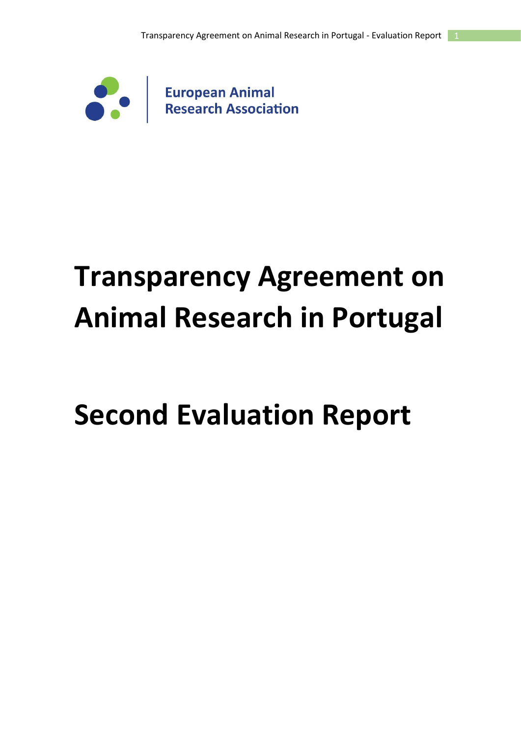European Animal Research Association

# Transparency Agreement on Animal Research in Portugal

# Second Evaluation Report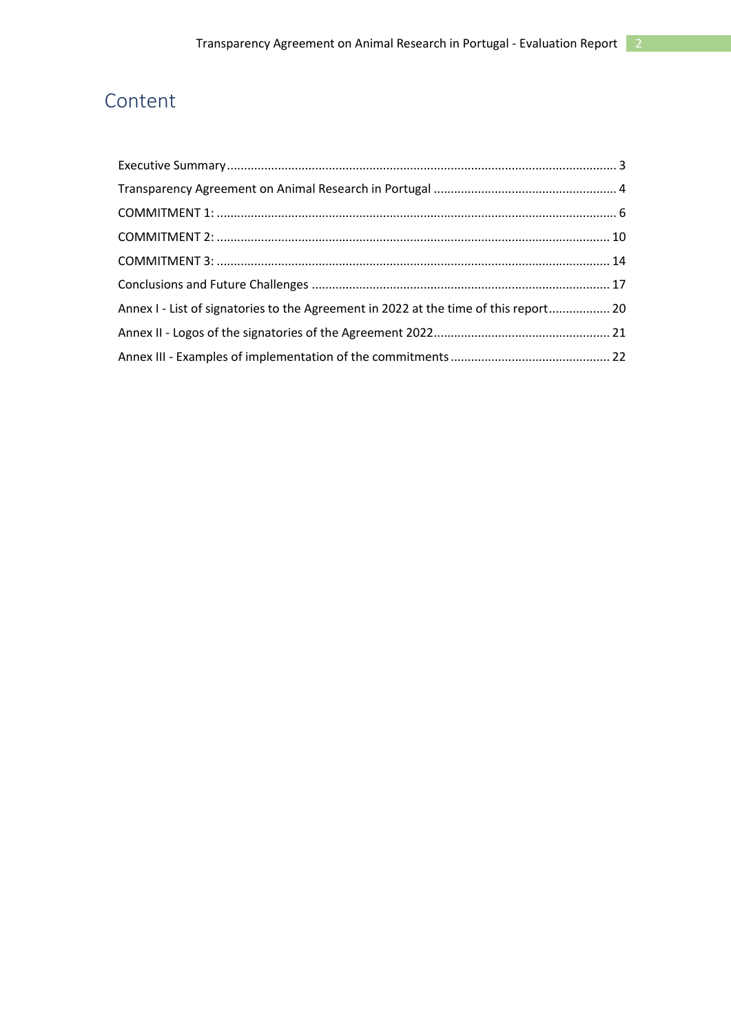# Content

Executive Summary ........................................................................................................ 3
Transparency Agreement on Animal Research in Portugal ........................................................ 4
COMMITMENT 1: ........................................................................................................ 6
COMMITMENT 2: ........................................................................................................ 10
COMMITMENT 3: ........................................................................................................ 14
Conclusions and Future Challenges ........................................................................................ 17
Annex I - List of signatories to the Agreement in 2022 at the time of this report .................. 20
Annex II - Logos of the signatories of the Agreement 2022...................................................... 21
Annex III - Examples of implementation of the commitments ................................................ 22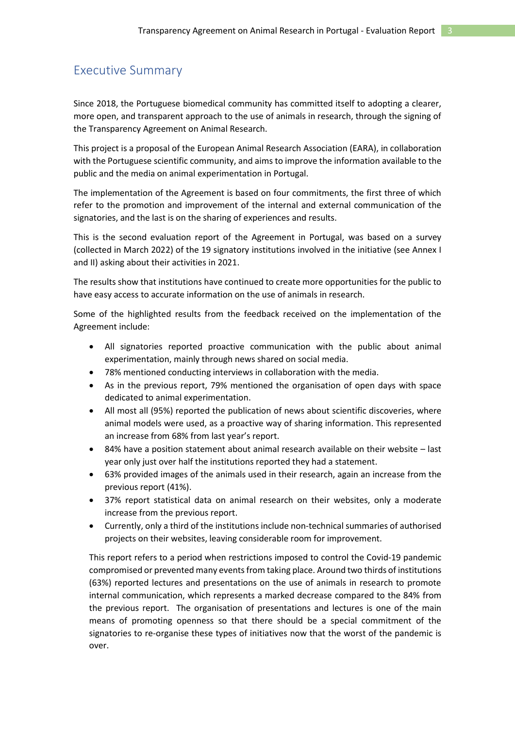## Executive Summary

Since 2018, the Portuguese biomedical community has committed itself to adopting a clearer, more open, and transparent approach to the use of animals in research, through the signing of the Transparency Agreement on Animal Research.

This project is a proposal of the European Animal Research Association (EARA), in collaboration with the Portuguese scientific community, and aims to improve the information available to the public and the media on animal experimentation in Portugal.

The implementation of the Agreement is based on four commitments, the first three of which refer to the promotion and improvement of the internal and external communication of the signatories, and the last is on the sharing of experiences and results.

This is the second evaluation report of the Agreement in Portugal, was based on a survey (collected in March 2022) of the 19 signatory institutions involved in the initiative (see Annex I and II) asking about their activities in 2021.

The results show that institutions have continued to create more opportunities for the public to have easy access to accurate information on the use of animals in research.

Some of the highlighted results from the feedback received on the implementation of the Agreement include:

- All signatories reported proactive communication with the public about animal experimentation, mainly through news shared on social media.
- 78% mentioned conducting interviews in collaboration with the media.
- As in the previous report, 79% mentioned the organisation of open days with space dedicated to animal experimentation.
- All most all (95%) reported the publication of news about scientific discoveries, where animal models were used, as a proactive way of sharing information. This represented an increase from 68% from last year's report.
- 84% have a position statement about animal research available on their website – last year only just over half the institutions reported they had a statement.
- 63% provided images of the animals used in their research, again an increase from the previous report (41%).
- 37% report statistical data on animal research on their websites, only a moderate increase from the previous report.
- Currently, only a third of the institutions include non-technical summaries of authorised projects on their websites, leaving considerable room for improvement.

This report refers to a period when restrictions imposed to control the Covid-19 pandemic compromised or prevented many events from taking place. Around two thirds of institutions (63%) reported lectures and presentations on the use of animals in research to promote internal communication, which represents a marked decrease compared to the 84% from the previous report. The organisation of presentations and lectures is one of the main means of promoting openness so that there should be a special commitment of the signatories to re-organise these types of initiatives now that the worst of the pandemic is over.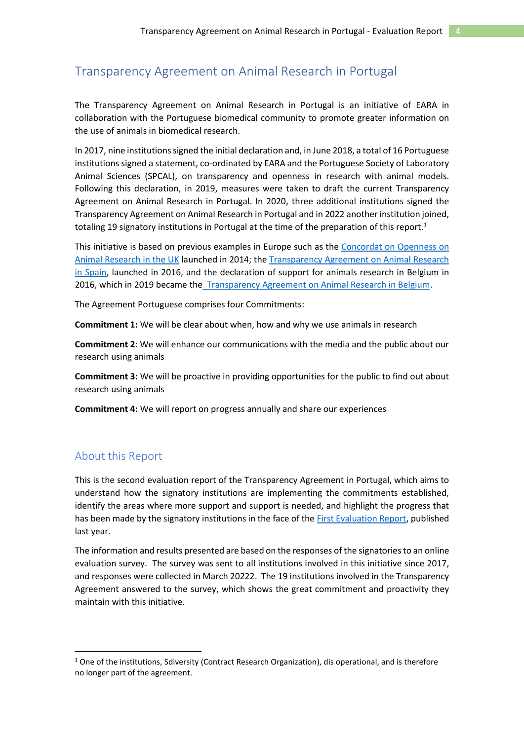# Transparency Agreement on Animal Research in Portugal

The Transparency Agreement on Animal Research in Portugal is an initiative of EARA in collaboration with the Portuguese biomedical community to promote greater information on the use of animals in biomedical research.

In 2017, nine institutions signed the initial declaration and, in June 2018, a total of 16 Portuguese institutions signed a statement, co-ordinated by EARA and the Portuguese Society of Laboratory Animal Sciences (SPCAL), on transparency and openness in research with animal models. Following this declaration, in 2019, measures were taken to draft the current Transparency Agreement on Animal Research in Portugal. In 2020, three additional institutions signed the Transparency Agreement on Animal Research in Portugal and in 2022 another institution joined, totaling 19 signatory institutions in Portugal at the time of the preparation of this report.[1]

This initiative is based on previous examples in Europe such as the [Concordat on Openness on Animal Research in the UK] launched in 2014; the [Transparency Agreement on Animal Research in Spain], launched in 2016, and the declaration of support for animals research in Belgium in 2016, which in 2019 became the [Transparency Agreement on Animal Research in Belgium].

The Agreement Portuguese comprises four Commitments:

**Commitment 1:** We will be clear about when, how and why we use animals in research

**Commitment 2**: We will enhance our communications with the media and the public about our research using animals

**Commitment 3:** We will be proactive in providing opportunities for the public to find out about research using animals

**Commitment 4:** We will report on progress annually and share our experiences

## About this Report

This is the second evaluation report of the Transparency Agreement in Portugal, which aims to understand how the signatory institutions are implementing the commitments established, identify the areas where more support and support is needed, and highlight the progress that has been made by the signatory institutions in the face of the [First Evaluation Report], published last year.

The information and results presented are based on the responses of the signatories to an online evaluation survey. The survey was sent to all institutions involved in this initiative since 2017, and responses were collected in March 20222. The 19 institutions involved in the Transparency Agreement answered to the survey, which shows the great commitment and proactivity they maintain with this initiative.

[1] One of the institutions, Sdiversity (Contract Research Organization), dis operational, and is therefore no longer part of the agreement.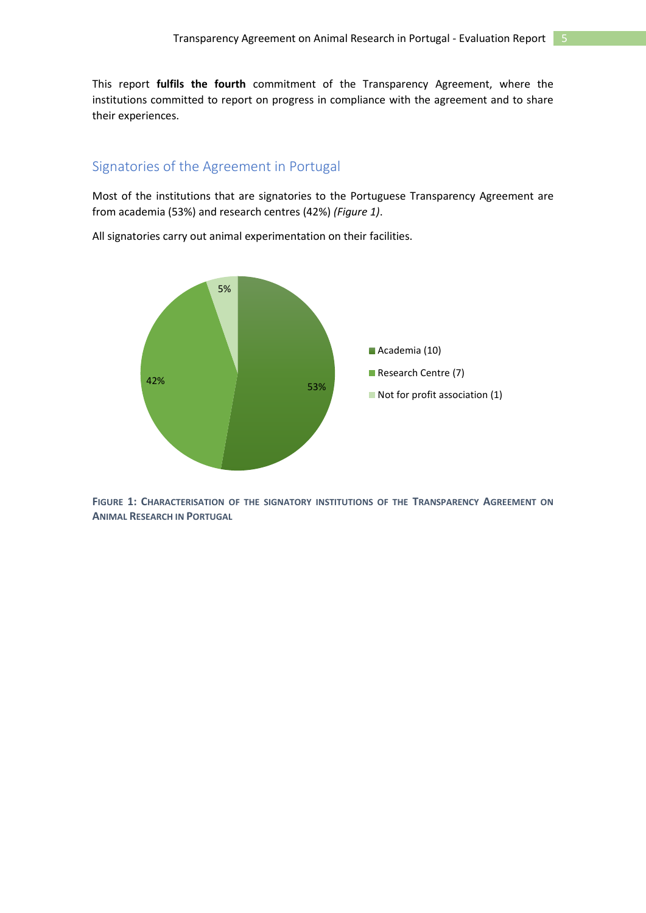This report **fulfils the fourth** commitment of the Transparency Agreement, where the institutions committed to report on progress in compliance with the agreement and to share their experiences.

## Signatories of the Agreement in Portugal

Most of the institutions that are signatories to the Portuguese Transparency Agreement are from academia (53%) and research centres (42%) *(Figure 1)*.

All signatories carry out animal experimentation on their facilities.

**FIGURE 1: CHARACTERISATION OF THE SIGNATORY INSTITUTIONS OF THE TRANSPARENCY AGREEMENT ON ANIMAL RESEARCH IN PORTUGAL**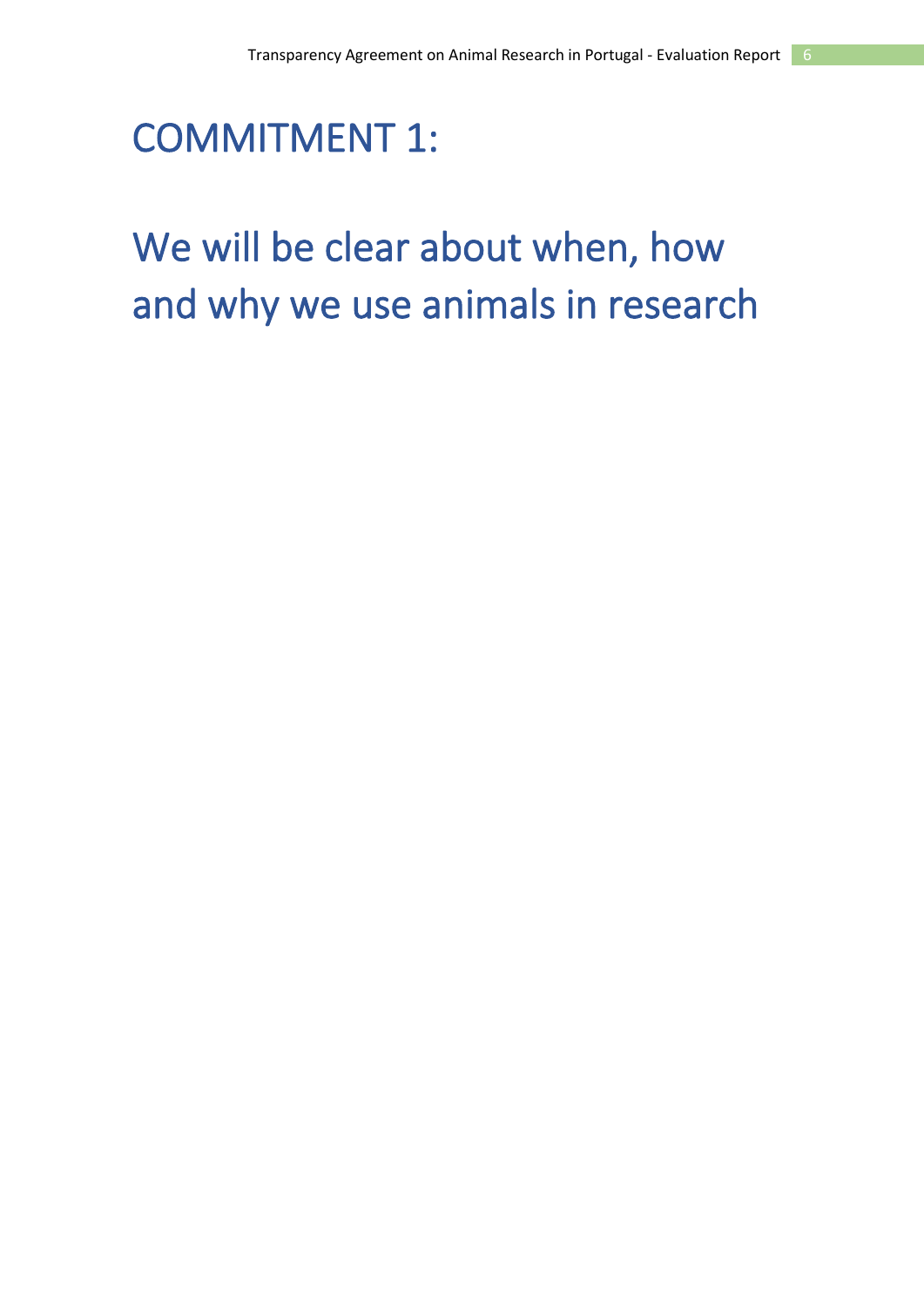# COMMITMENT 1:

# We will be clear about when, how and why we use animals in research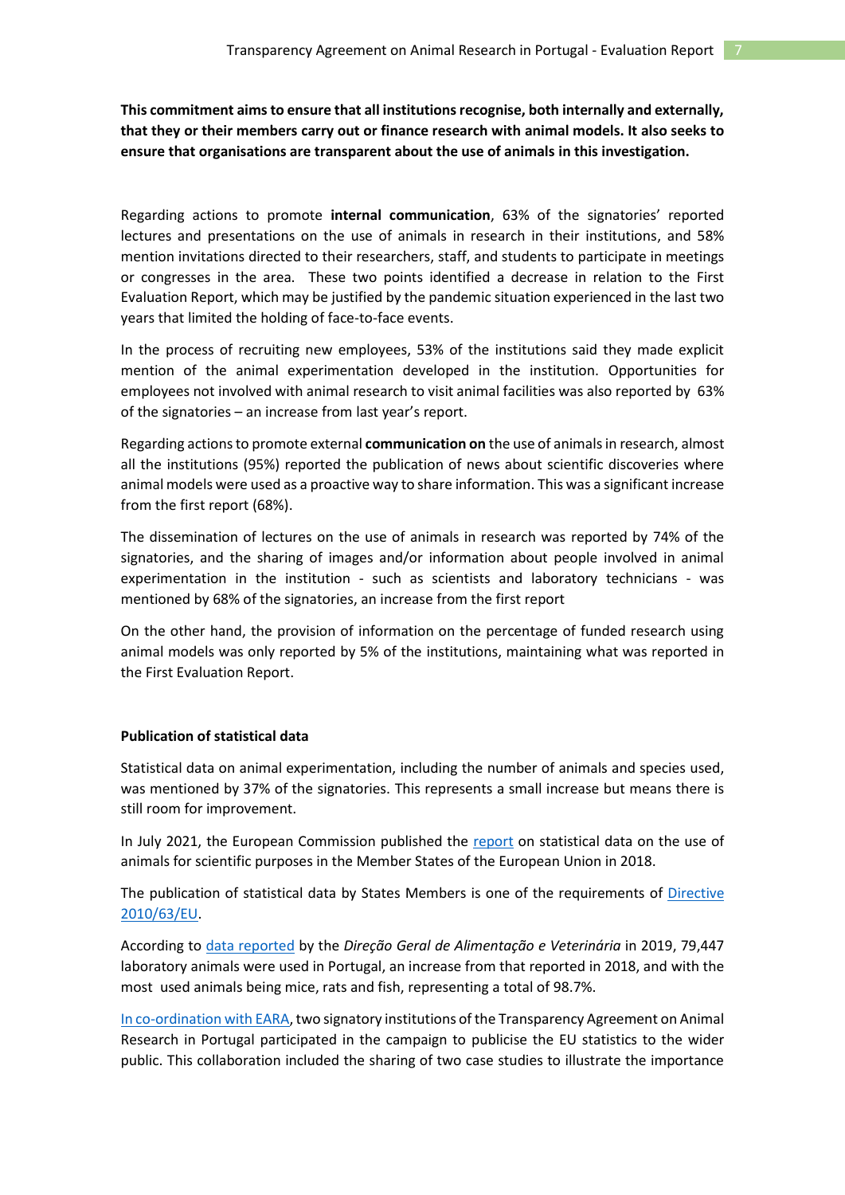**This commitment aims to ensure that all institutions recognise, both internally and externally, that they or their members carry out or finance research with animal models. It also seeks to ensure that organisations are transparent about the use of animals in this investigation.**

Regarding actions to promote **internal communication**, 63% of the signatories' reported lectures and presentations on the use of animals in research in their institutions, and 58% mention invitations directed to their researchers, staff, and students to participate in meetings or congresses in the area. These two points identified a decrease in relation to the First Evaluation Report, which may be justified by the pandemic situation experienced in the last two years that limited the holding of face-to-face events.

In the process of recruiting new employees, 53% of the institutions said they made explicit mention of the animal experimentation developed in the institution. Opportunities for employees not involved with animal research to visit animal facilities was also reported by 63% of the signatories – an increase from last year's report.

Regarding actions to promote external **communication on** the use of animals in research, almost all the institutions (95%) reported the publication of news about scientific discoveries where animal models were used as a proactive way to share information. This was a significant increase from the first report (68%).

The dissemination of lectures on the use of animals in research was reported by 74% of the signatories, and the sharing of images and/or information about people involved in animal experimentation in the institution - such as scientists and laboratory technicians - was mentioned by 68% of the signatories, an increase from the first report

On the other hand, the provision of information on the percentage of funded research using animal models was only reported by 5% of the institutions, maintaining what was reported in the First Evaluation Report.

**Publication of statistical data**

Statistical data on animal experimentation, including the number of animals and species used, was mentioned by 37% of the signatories. This represents a small increase but means there is still room for improvement.

In July 2021, the European Commission published the report on statistical data on the use of animals for scientific purposes in the Member States of the European Union in 2018.

The publication of statistical data by States Members is one of the requirements of Directive 2010/63/EU.

According to data reported by the *Direção Geral de Alimentação e Veterinária* in 2019, 79,447 laboratory animals were used in Portugal, an increase from that reported in 2018, and with the most used animals being mice, rats and fish, representing a total of 98.7%.

In co-ordination with EARA, two signatory institutions of the Transparency Agreement on Animal Research in Portugal participated in the campaign to publicise the EU statistics to the wider public. This collaboration included the sharing of two case studies to illustrate the importance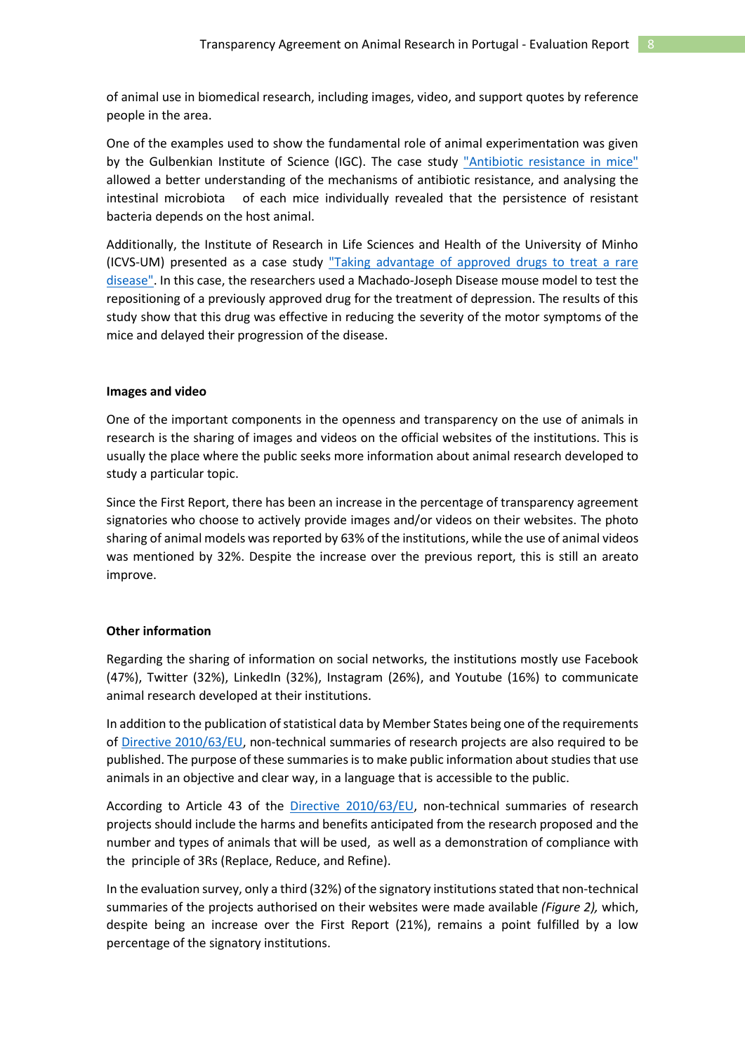of animal use in biomedical research, including images, video, and support quotes by reference people in the area.

One of the examples used to show the fundamental role of animal experimentation was given by the Gulbenkian Institute of Science (IGC). The case study "Antibiotic resistance in mice" allowed a better understanding of the mechanisms of antibiotic resistance, and analysing the intestinal microbiota of each mice individually revealed that the persistence of resistant bacteria depends on the host animal.

Additionally, the Institute of Research in Life Sciences and Health of the University of Minho (ICVS-UM) presented as a case study "Taking advantage of approved drugs to treat a rare disease". In this case, the researchers used a Machado-Joseph Disease mouse model to test the repositioning of a previously approved drug for the treatment of depression. The results of this study show that this drug was effective in reducing the severity of the motor symptoms of the mice and delayed their progression of the disease.

**Images and video**

One of the important components in the openness and transparency on the use of animals in research is the sharing of images and videos on the official websites of the institutions. This is usually the place where the public seeks more information about animal research developed to study a particular topic.

Since the First Report, there has been an increase in the percentage of transparency agreement signatories who choose to actively provide images and/or videos on their websites. The photo sharing of animal models was reported by 63% of the institutions, while the use of animal videos was mentioned by 32%. Despite the increase over the previous report, this is still an areato improve.

**Other information**

Regarding the sharing of information on social networks, the institutions mostly use Facebook (47%), Twitter (32%), LinkedIn (32%), Instagram (26%), and Youtube (16%) to communicate animal research developed at their institutions.

In addition to the publication of statistical data by Member States being one of the requirements of Directive 2010/63/EU, non-technical summaries of research projects are also required to be published. The purpose of these summaries is to make public information about studies that use animals in an objective and clear way, in a language that is accessible to the public.

According to Article 43 of the Directive 2010/63/EU, non-technical summaries of research projects should include the harms and benefits anticipated from the research proposed and the number and types of animals that will be used, as well as a demonstration of compliance with the principle of 3Rs (Replace, Reduce, and Refine).

In the evaluation survey, only a third (32%) of the signatory institutions stated that non-technical summaries of the projects authorised on their websites were made available *(Figure 2),* which, despite being an increase over the First Report (21%), remains a point fulfilled by a low percentage of the signatory institutions.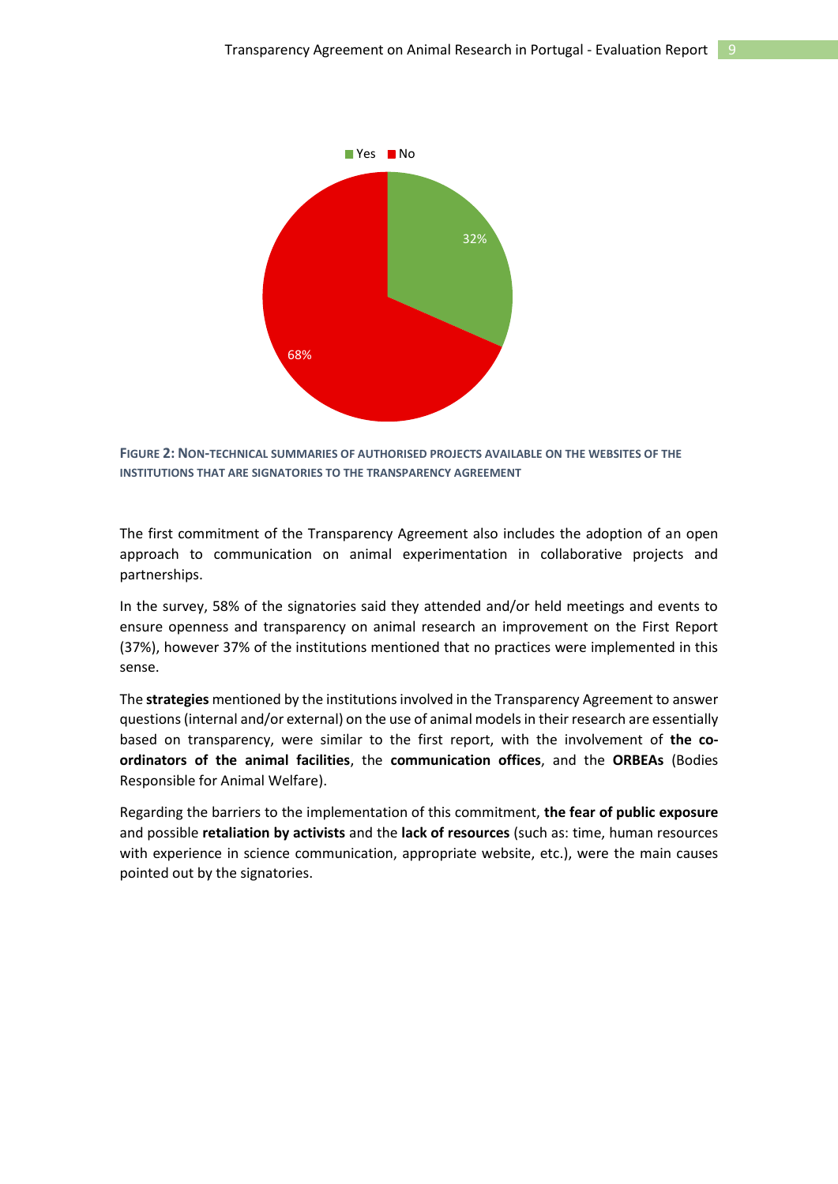Yes No

32%

68%

**FIGURE 2: NON-TECHNICAL SUMMARIES OF AUTHORISED PROJECTS AVAILABLE ON THE WEBSITES OF THE INSTITUTIONS THAT ARE SIGNATORIES TO THE TRANSPARENCY AGREEMENT**

The first commitment of the Transparency Agreement also includes the adoption of an open approach to communication on animal experimentation in collaborative projects and partnerships.

In the survey, 58% of the signatories said they attended and/or held meetings and events to ensure openness and transparency on animal research an improvement on the First Report (37%), however 37% of the institutions mentioned that no practices were implemented in this sense.

The **strategies** mentioned by the institutions involved in the Transparency Agreement to answer questions (internal and/or external) on the use of animal models in their research are essentially based on transparency, were similar to the first report, with the involvement of **the co-ordinators of the animal facilities**, the **communication offices**, and the **ORBEAs** (Bodies Responsible for Animal Welfare).

Regarding the barriers to the implementation of this commitment, **the fear of public exposure** and possible **retaliation by activists** and the **lack of resources** (such as: time, human resources with experience in science communication, appropriate website, etc.), were the main causes pointed out by the signatories.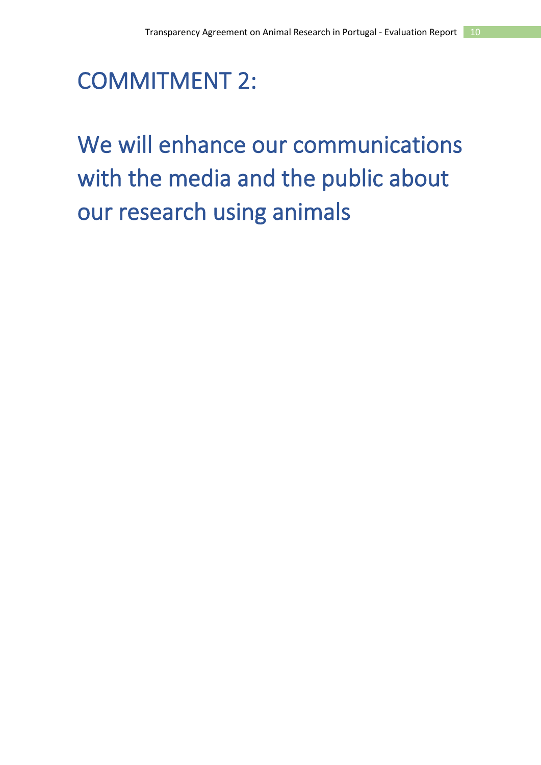# COMMITMENT 2:

# We will enhance our communications with the media and the public about our research using animals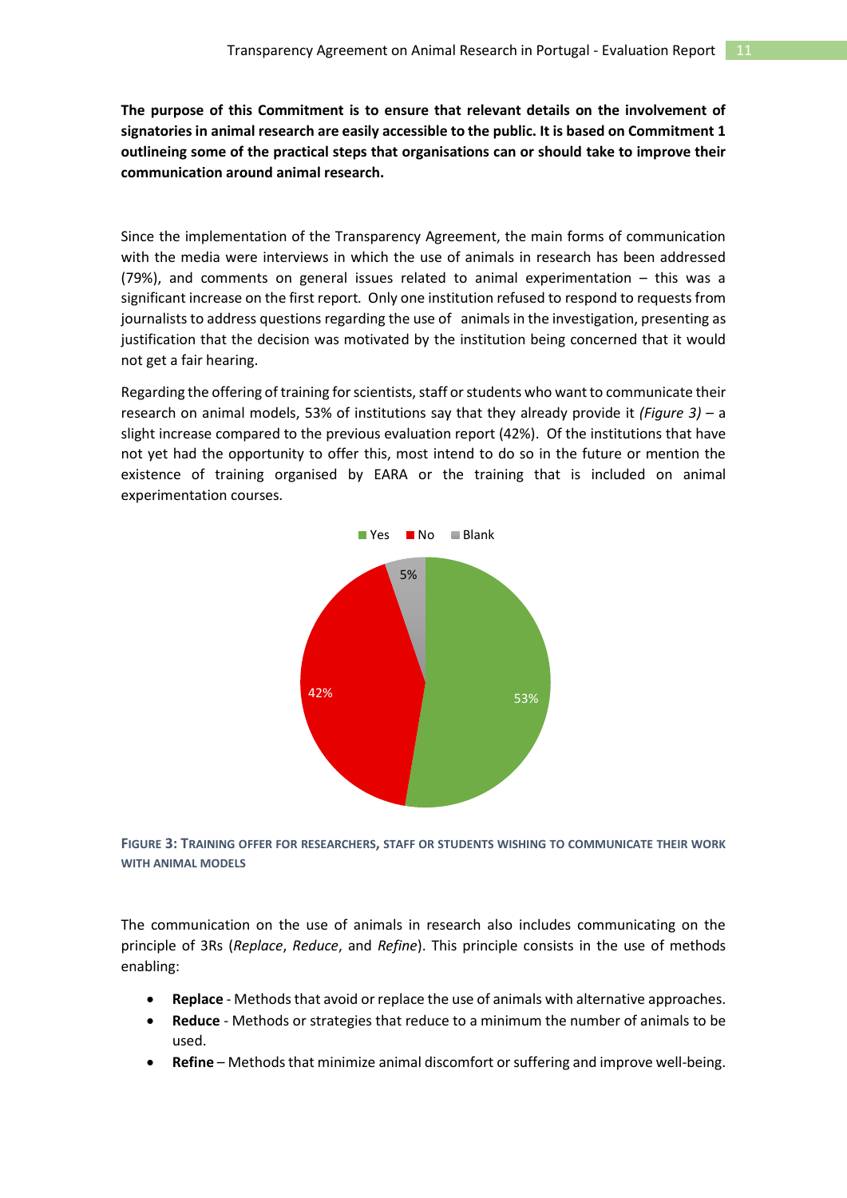**The purpose of this Commitment is to ensure that relevant details on the involvement of signatories in animal research are easily accessible to the public. It is based on Commitment 1 outlineing some of the practical steps that organisations can or should take to improve their communication around animal research.**

Since the implementation of the Transparency Agreement, the main forms of communication with the media were interviews in which the use of animals in research has been addressed (79%), and comments on general issues related to animal experimentation – this was a significant increase on the first report. Only one institution refused to respond to requests from journalists to address questions regarding the use of animals in the investigation, presenting as justification that the decision was motivated by the institution being concerned that it would not get a fair hearing.

Regarding the offering of training for scientists, staff or students who want to communicate their research on animal models, 53% of institutions say that they already provide it *(Figure 3)* – a slight increase compared to the previous evaluation report (42%). Of the institutions that have not yet had the opportunity to offer this, most intend to do so in the future or mention the existence of training organised by EARA or the training that is included on animal experimentation courses.

**Figure 3: Training offer for researchers, staff or students wishing to communicate their work with animal models**

The communication on the use of animals in research also includes communicating on the principle of 3Rs (*Replace*, *Reduce*, and *Refine*). This principle consists in the use of methods enabling:

- **Replace** - Methods that avoid or replace the use of animals with alternative approaches.
- **Reduce** - Methods or strategies that reduce to a minimum the number of animals to be used.
- **Refine** – Methods that minimize animal discomfort or suffering and improve well-being.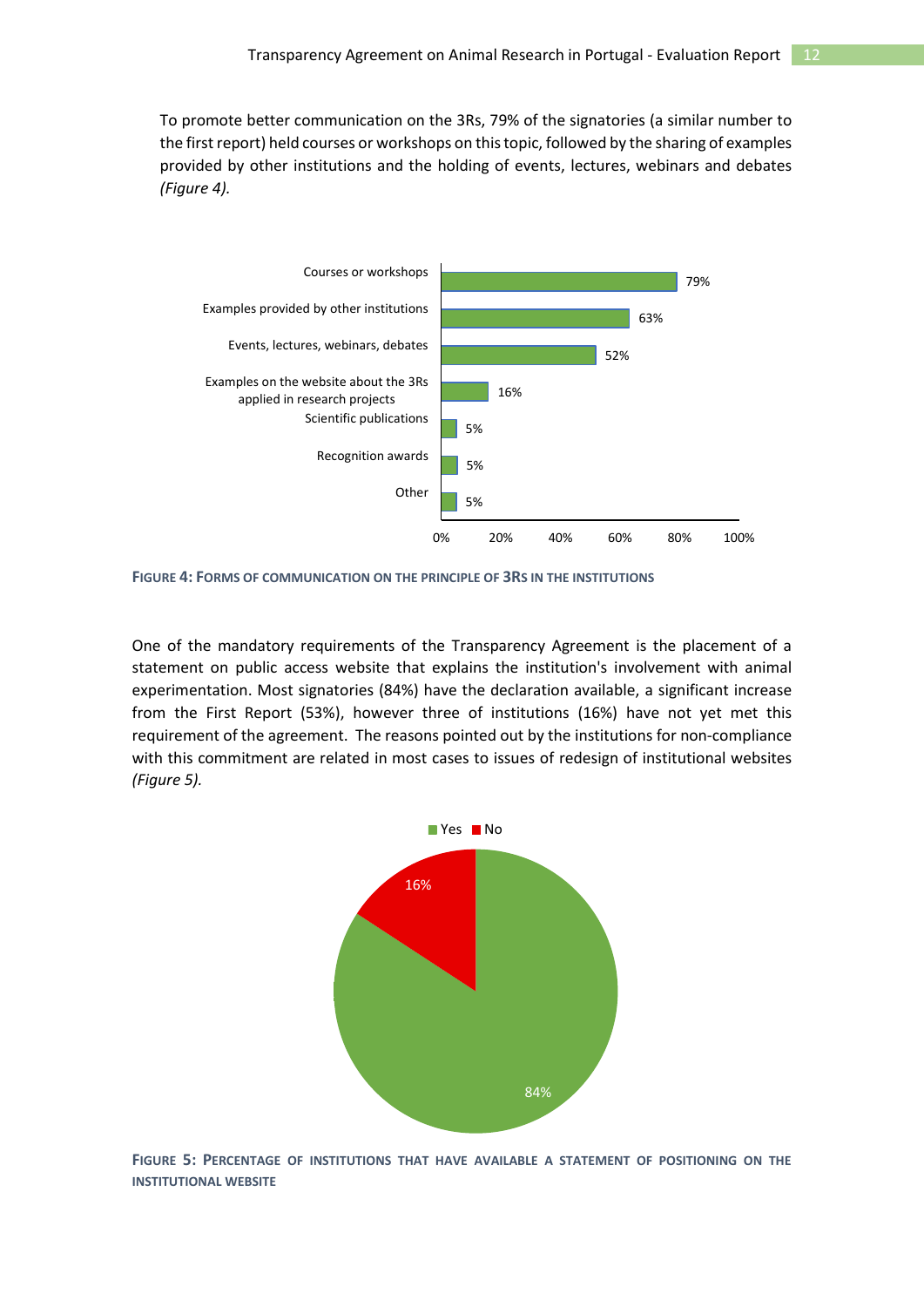To promote better communication on the 3Rs, 79% of the signatories (a similar number to the first report) held courses or workshops on this topic, followed by the sharing of examples provided by other institutions and the holding of events, lectures, webinars and debates *(Figure 4)*.

| Form of communication | % |
|---|---|
| Courses or workshops | 79% |
| Examples provided by other institutions | 63% |
| Events, lectures, webinars, debates | 52% |
| Examples on the website about the 3Rs applied in research projects | 16% |
| Scientific publications | 5% |
| Recognition awards | 5% |
| Other | 5% |

**FIGURE 4: FORMS OF COMMUNICATION ON THE PRINCIPLE OF 3RS IN THE INSTITUTIONS**

One of the mandatory requirements of the Transparency Agreement is the placement of a statement on public access website that explains the institution's involvement with animal experimentation. Most signatories (84%) have the declaration available, a significant increase from the First Report (53%), however three of institutions (16%) have not yet met this requirement of the agreement. The reasons pointed out by the institutions for non-compliance with this commitment are related in most cases to issues of redesign of institutional websites *(Figure 5)*.

| | % |
|---|---|
| Yes | 84% |
| No | 16% |

**FIGURE 5: PERCENTAGE OF INSTITUTIONS THAT HAVE AVAILABLE A STATEMENT OF POSITIONING ON THE INSTITUTIONAL WEBSITE**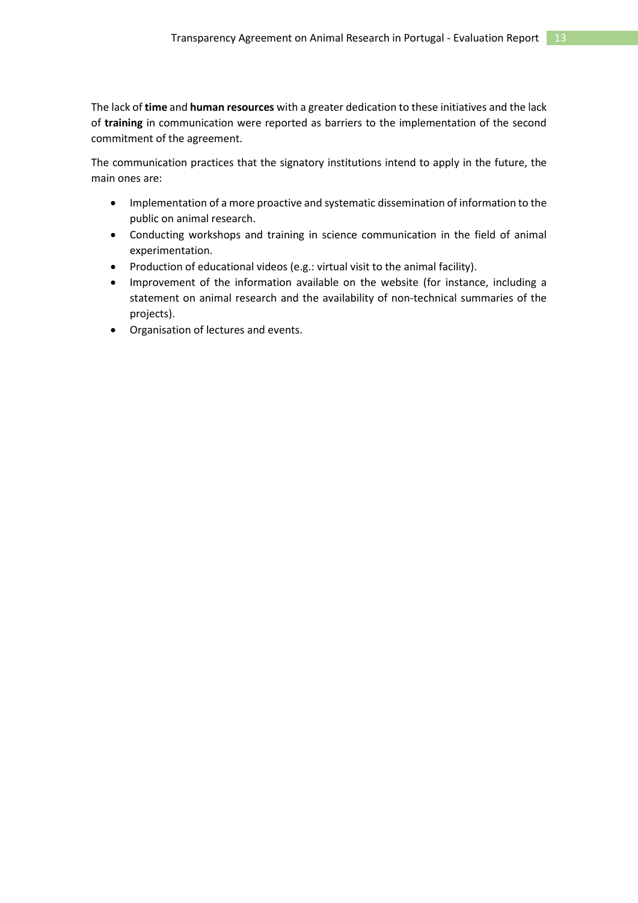The lack of **time** and **human resources** with a greater dedication to these initiatives and the lack of **training** in communication were reported as barriers to the implementation of the second commitment of the agreement.

The communication practices that the signatory institutions intend to apply in the future, the main ones are:

- Implementation of a more proactive and systematic dissemination of information to the public on animal research.
- Conducting workshops and training in science communication in the field of animal experimentation.
- Production of educational videos (e.g.: virtual visit to the animal facility).
- Improvement of the information available on the website (for instance, including a statement on animal research and the availability of non-technical summaries of the projects).
- Organisation of lectures and events.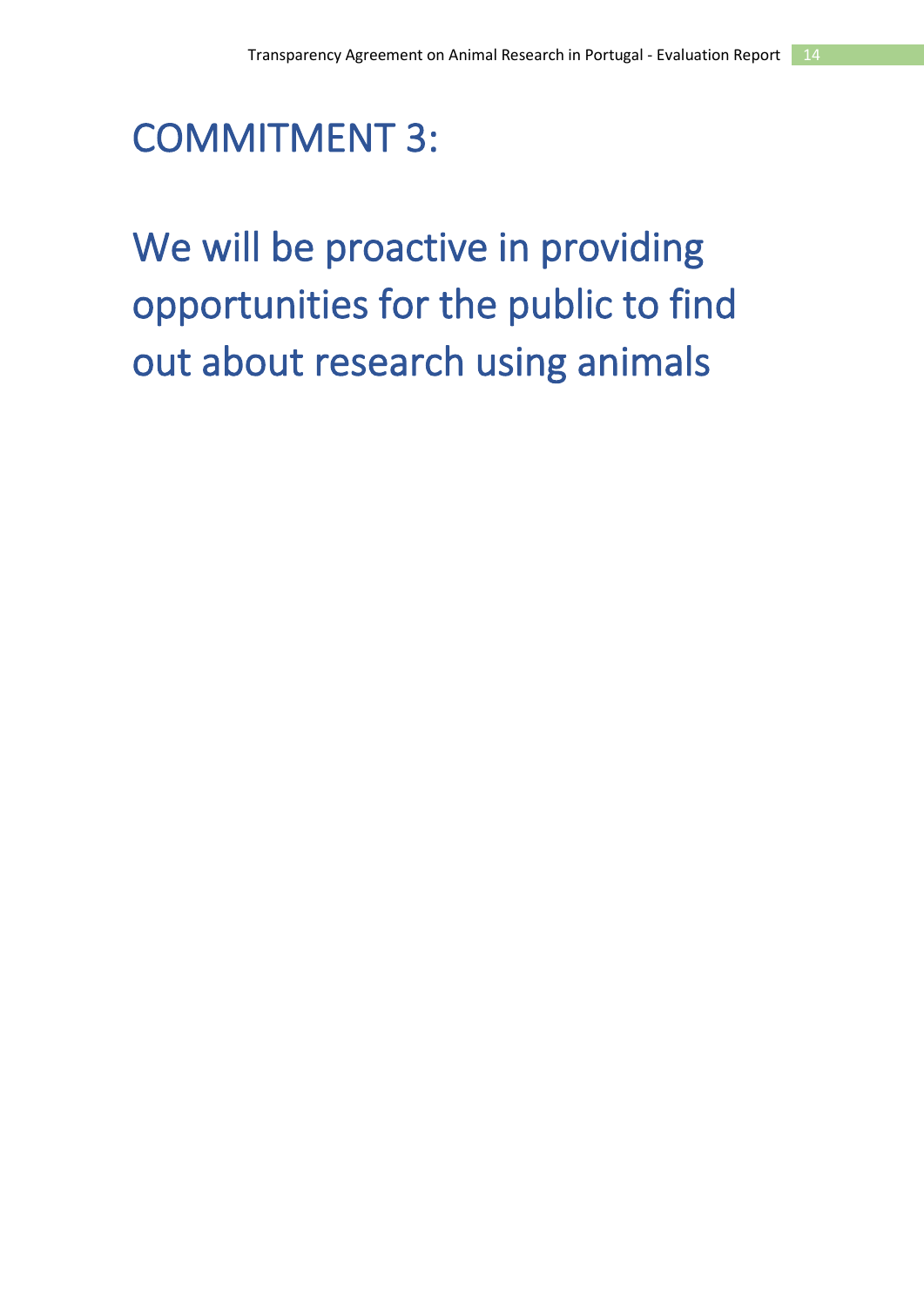# COMMITMENT 3:

# We will be proactive in providing opportunities for the public to find out about research using animals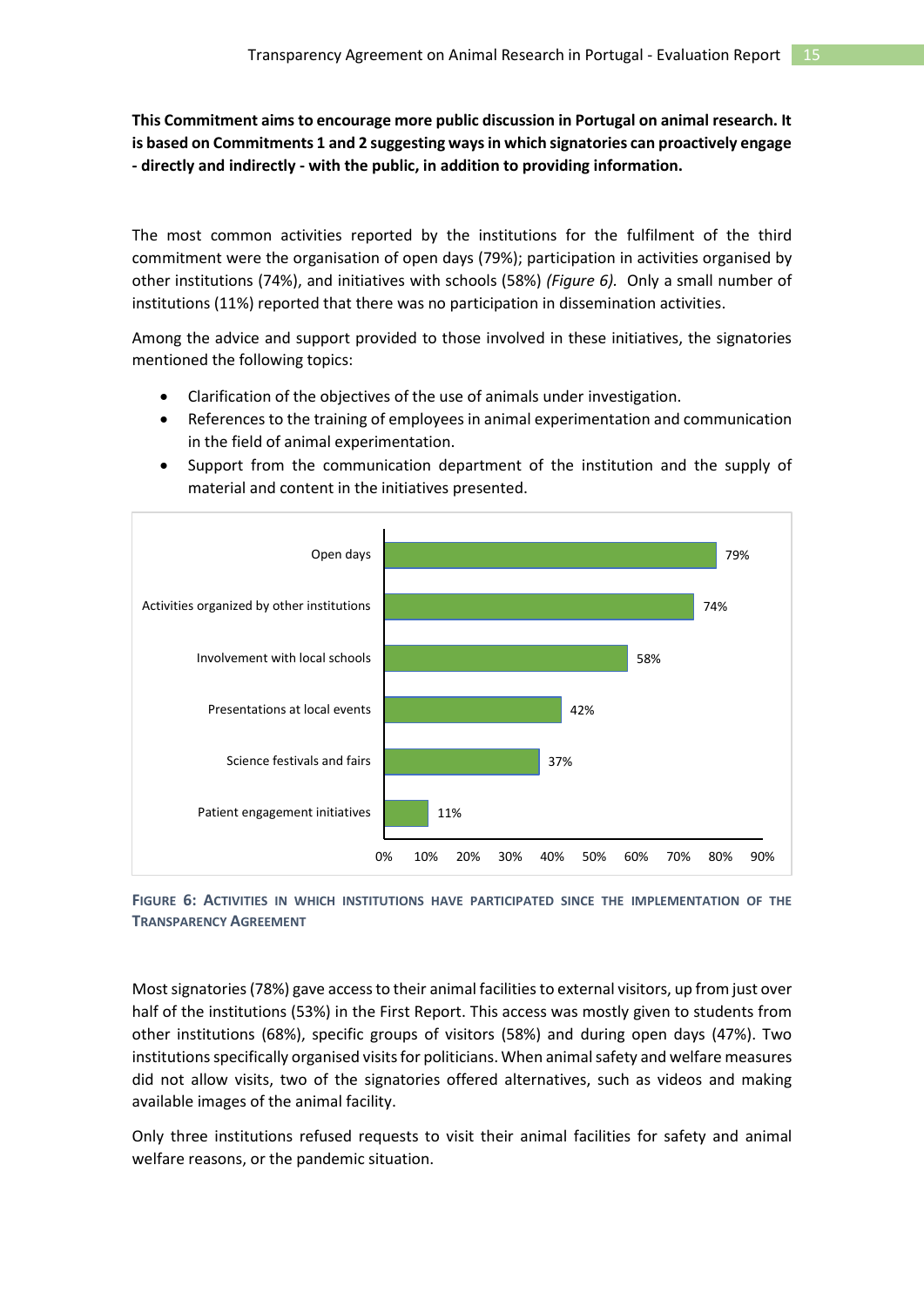**This Commitment aims to encourage more public discussion in Portugal on animal research. It is based on Commitments 1 and 2 suggesting ways in which signatories can proactively engage - directly and indirectly - with the public, in addition to providing information.**

The most common activities reported by the institutions for the fulfilment of the third commitment were the organisation of open days (79%); participation in activities organised by other institutions (74%), and initiatives with schools (58%) *(Figure 6).* Only a small number of institutions (11%) reported that there was no participation in dissemination activities.

Among the advice and support provided to those involved in these initiatives, the signatories mentioned the following topics:

- Clarification of the objectives of the use of animals under investigation.
- References to the training of employees in animal experimentation and communication in the field of animal experimentation.
- Support from the communication department of the institution and the supply of material and content in the initiatives presented.

| Activity | % |
|---|---|
| Open days | 79% |
| Activities organized by other institutions | 74% |
| Involvement with local schools | 58% |
| Presentations at local events | 42% |
| Science festivals and fairs | 37% |
| Patient engagement initiatives | 11% |

**FIGURE 6: ACTIVITIES IN WHICH INSTITUTIONS HAVE PARTICIPATED SINCE THE IMPLEMENTATION OF THE TRANSPARENCY AGREEMENT**

Most signatories (78%) gave access to their animal facilities to external visitors, up from just over half of the institutions (53%) in the First Report. This access was mostly given to students from other institutions (68%), specific groups of visitors (58%) and during open days (47%). Two institutions specifically organised visits for politicians. When animal safety and welfare measures did not allow visits, two of the signatories offered alternatives, such as videos and making available images of the animal facility.

Only three institutions refused requests to visit their animal facilities for safety and animal welfare reasons, or the pandemic situation.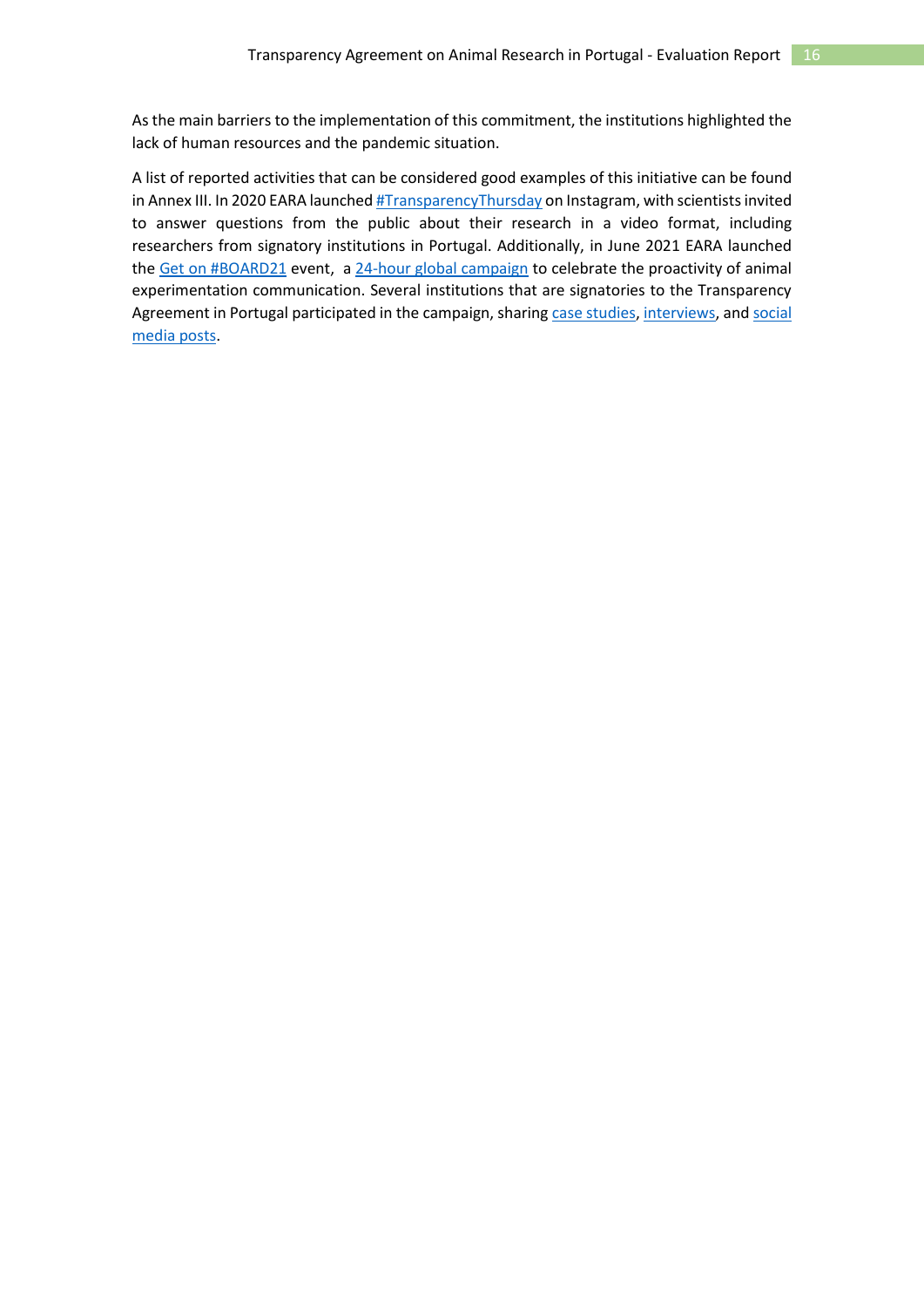As the main barriers to the implementation of this commitment, the institutions highlighted the lack of human resources and the pandemic situation.

A list of reported activities that can be considered good examples of this initiative can be found in Annex III. In 2020 EARA launched #TransparencyThursday on Instagram, with scientists invited to answer questions from the public about their research in a video format, including researchers from signatory institutions in Portugal. Additionally, in June 2021 EARA launched the Get on #BOARD21 event, a 24-hour global campaign to celebrate the proactivity of animal experimentation communication. Several institutions that are signatories to the Transparency Agreement in Portugal participated in the campaign, sharing case studies, interviews, and social media posts.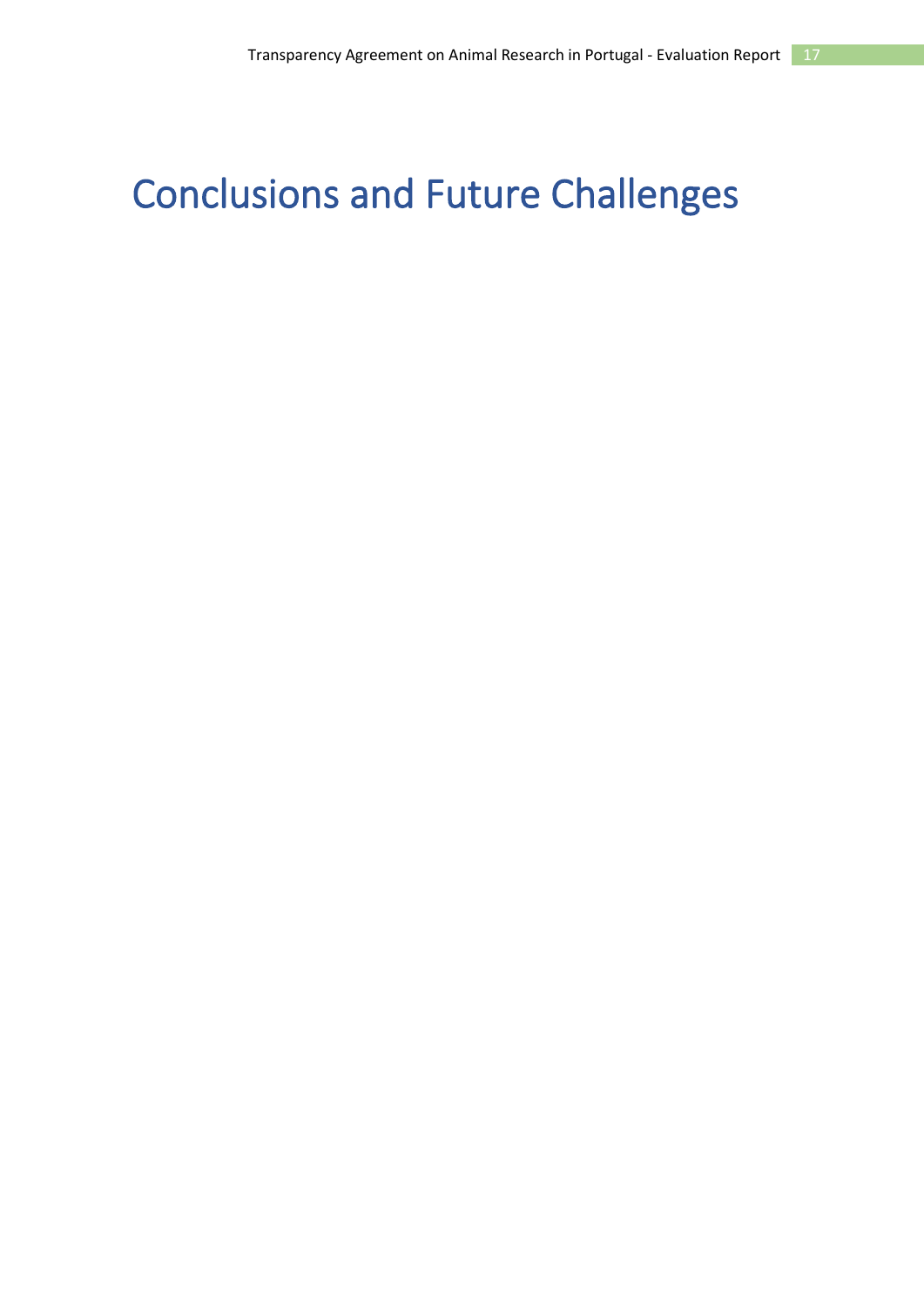# Conclusions and Future Challenges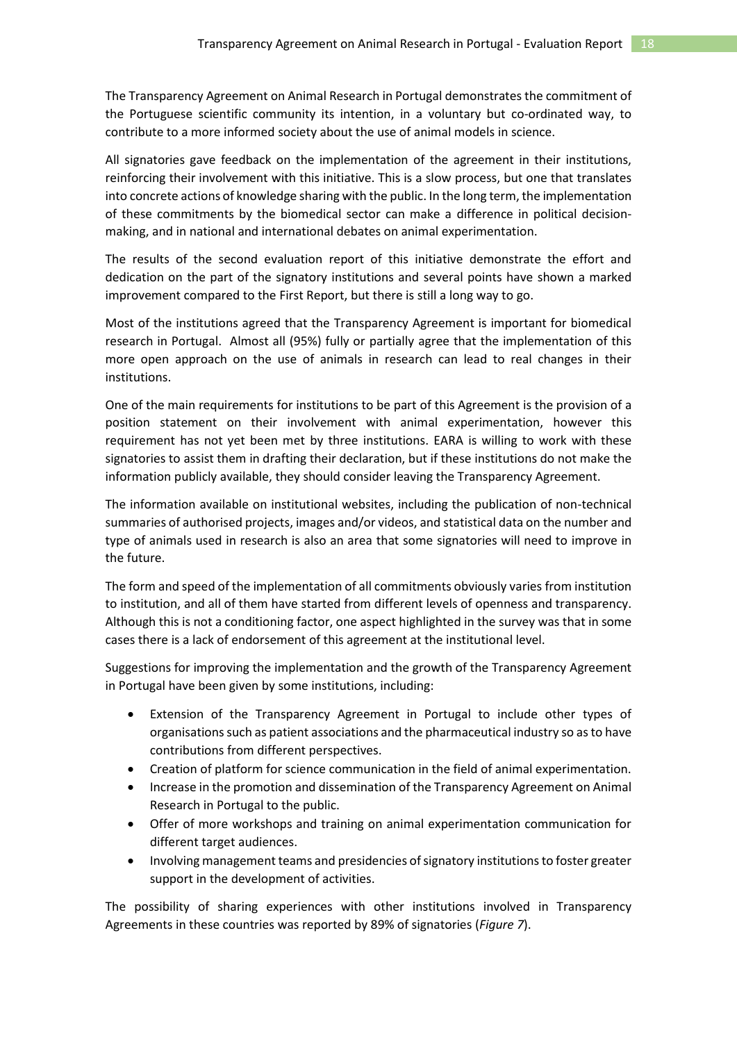The Transparency Agreement on Animal Research in Portugal demonstrates the commitment of the Portuguese scientific community its intention, in a voluntary but co-ordinated way, to contribute to a more informed society about the use of animal models in science.

All signatories gave feedback on the implementation of the agreement in their institutions, reinforcing their involvement with this initiative. This is a slow process, but one that translates into concrete actions of knowledge sharing with the public. In the long term, the implementation of these commitments by the biomedical sector can make a difference in political decision-making, and in national and international debates on animal experimentation.

The results of the second evaluation report of this initiative demonstrate the effort and dedication on the part of the signatory institutions and several points have shown a marked improvement compared to the First Report, but there is still a long way to go.

Most of the institutions agreed that the Transparency Agreement is important for biomedical research in Portugal. Almost all (95%) fully or partially agree that the implementation of this more open approach on the use of animals in research can lead to real changes in their institutions.

One of the main requirements for institutions to be part of this Agreement is the provision of a position statement on their involvement with animal experimentation, however this requirement has not yet been met by three institutions. EARA is willing to work with these signatories to assist them in drafting their declaration, but if these institutions do not make the information publicly available, they should consider leaving the Transparency Agreement.

The information available on institutional websites, including the publication of non-technical summaries of authorised projects, images and/or videos, and statistical data on the number and type of animals used in research is also an area that some signatories will need to improve in the future.

The form and speed of the implementation of all commitments obviously varies from institution to institution, and all of them have started from different levels of openness and transparency. Although this is not a conditioning factor, one aspect highlighted in the survey was that in some cases there is a lack of endorsement of this agreement at the institutional level.

Suggestions for improving the implementation and the growth of the Transparency Agreement in Portugal have been given by some institutions, including:

- Extension of the Transparency Agreement in Portugal to include other types of organisations such as patient associations and the pharmaceutical industry so as to have contributions from different perspectives.
- Creation of platform for science communication in the field of animal experimentation.
- Increase in the promotion and dissemination of the Transparency Agreement on Animal Research in Portugal to the public.
- Offer of more workshops and training on animal experimentation communication for different target audiences.
- Involving management teams and presidencies of signatory institutions to foster greater support in the development of activities.

The possibility of sharing experiences with other institutions involved in Transparency Agreements in these countries was reported by 89% of signatories (*Figure 7*).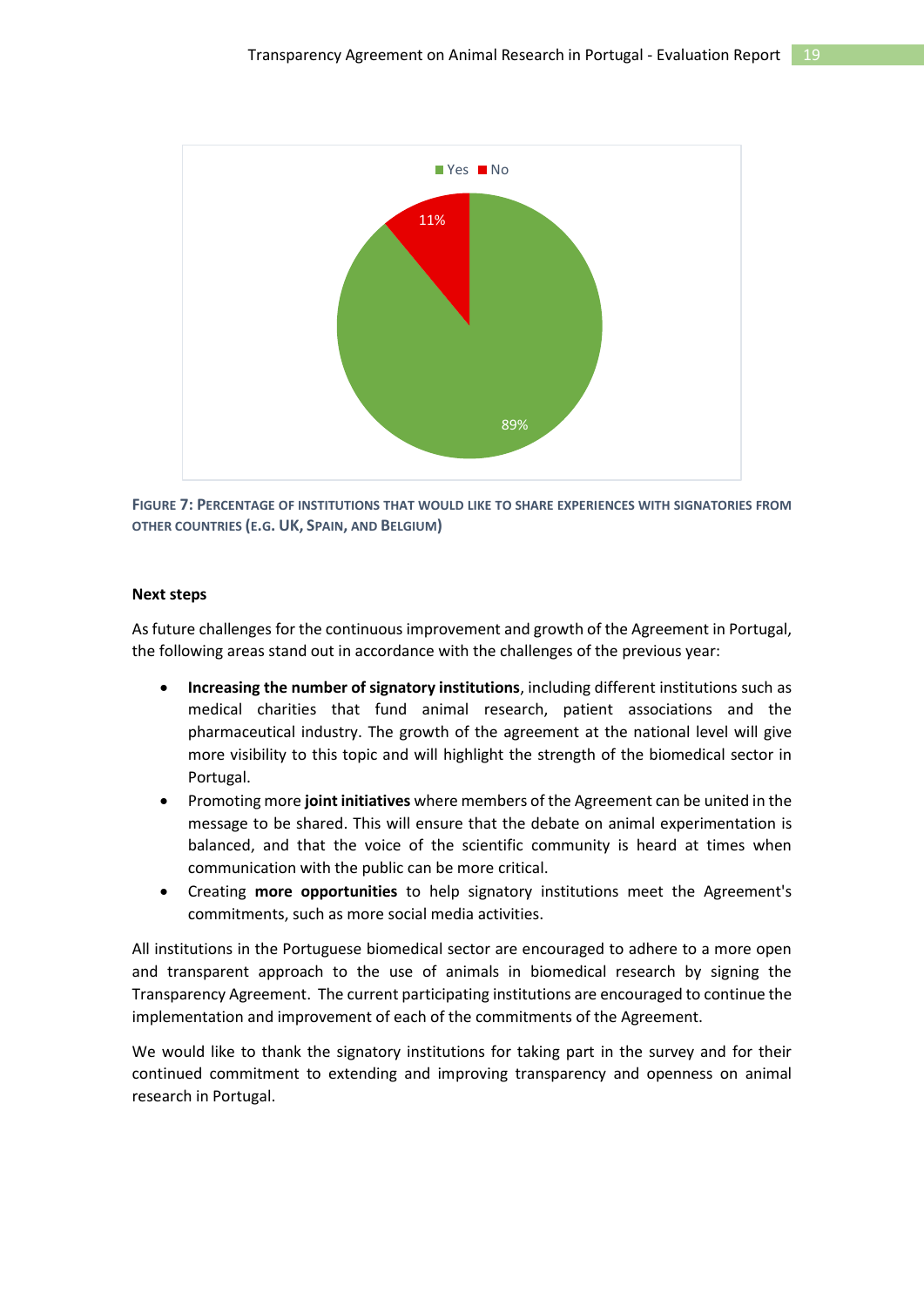FIGURE 7: PERCENTAGE OF INSTITUTIONS THAT WOULD LIKE TO SHARE EXPERIENCES WITH SIGNATORIES FROM OTHER COUNTRIES (E.G. UK, SPAIN, AND BELGIUM)

**Next steps**

As future challenges for the continuous improvement and growth of the Agreement in Portugal, the following areas stand out in accordance with the challenges of the previous year:

- **Increasing the number of signatory institutions**, including different institutions such as medical charities that fund animal research, patient associations and the pharmaceutical industry. The growth of the agreement at the national level will give more visibility to this topic and will highlight the strength of the biomedical sector in Portugal.
- Promoting more **joint initiatives** where members of the Agreement can be united in the message to be shared. This will ensure that the debate on animal experimentation is balanced, and that the voice of the scientific community is heard at times when communication with the public can be more critical.
- Creating **more opportunities** to help signatory institutions meet the Agreement's commitments, such as more social media activities.

All institutions in the Portuguese biomedical sector are encouraged to adhere to a more open and transparent approach to the use of animals in biomedical research by signing the Transparency Agreement. The current participating institutions are encouraged to continue the implementation and improvement of each of the commitments of the Agreement.

We would like to thank the signatory institutions for taking part in the survey and for their continued commitment to extending and improving transparency and openness on animal research in Portugal.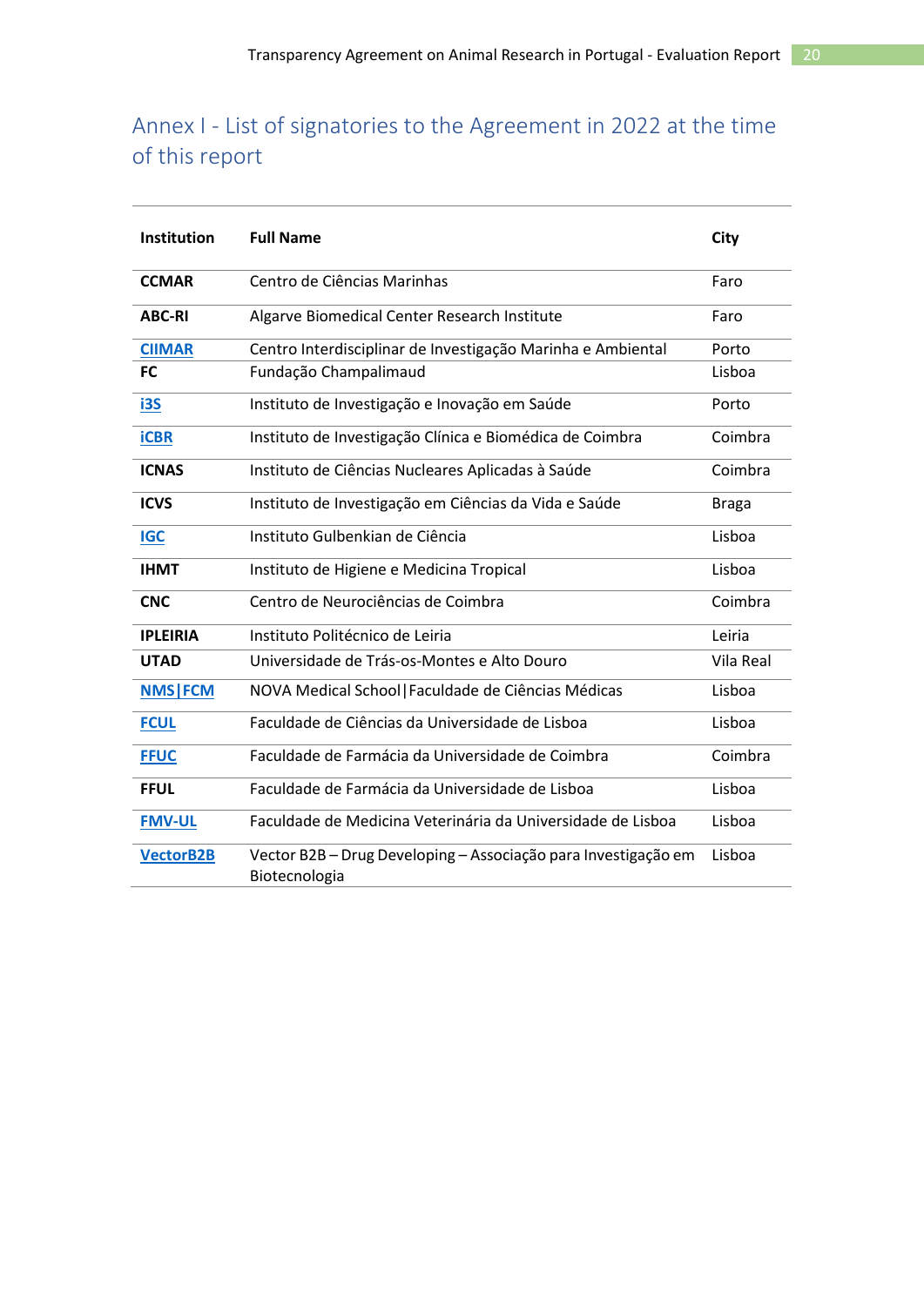# Annex I - List of signatories to the Agreement in 2022 at the time of this report

| Institution | Full Name | City |
|---|---|---|
| **CCMAR** | Centro de Ciências Marinhas | Faro |
| **ABC-RI** | Algarve Biomedical Center Research Institute | Faro |
| **CIIMAR** | Centro Interdisciplinar de Investigação Marinha e Ambiental | Porto |
| **FC** | Fundação Champalimaud | Lisboa |
| **i3S** | Instituto de Investigação e Inovação em Saúde | Porto |
| **iCBR** | Instituto de Investigação Clínica e Biomédica de Coimbra | Coimbra |
| **ICNAS** | Instituto de Ciências Nucleares Aplicadas à Saúde | Coimbra |
| **ICVS** | Instituto de Investigação em Ciências da Vida e Saúde | Braga |
| **IGC** | Instituto Gulbenkian de Ciência | Lisboa |
| **IHMT** | Instituto de Higiene e Medicina Tropical | Lisboa |
| **CNC** | Centro de Neurociências de Coimbra | Coimbra |
| **IPLEIRIA** | Instituto Politécnico de Leiria | Leiria |
| **UTAD** | Universidade de Trás-os-Montes e Alto Douro | Vila Real |
| **NMS\|FCM** | NOVA Medical School\|Faculdade de Ciências Médicas | Lisboa |
| **FCUL** | Faculdade de Ciências da Universidade de Lisboa | Lisboa |
| **FFUC** | Faculdade de Farmácia da Universidade de Coimbra | Coimbra |
| **FFUL** | Faculdade de Farmácia da Universidade de Lisboa | Lisboa |
| **FMV-UL** | Faculdade de Medicina Veterinária da Universidade de Lisboa | Lisboa |
| **VectorB2B** | Vector B2B – Drug Developing – Associação para Investigação em Biotecnologia | Lisboa |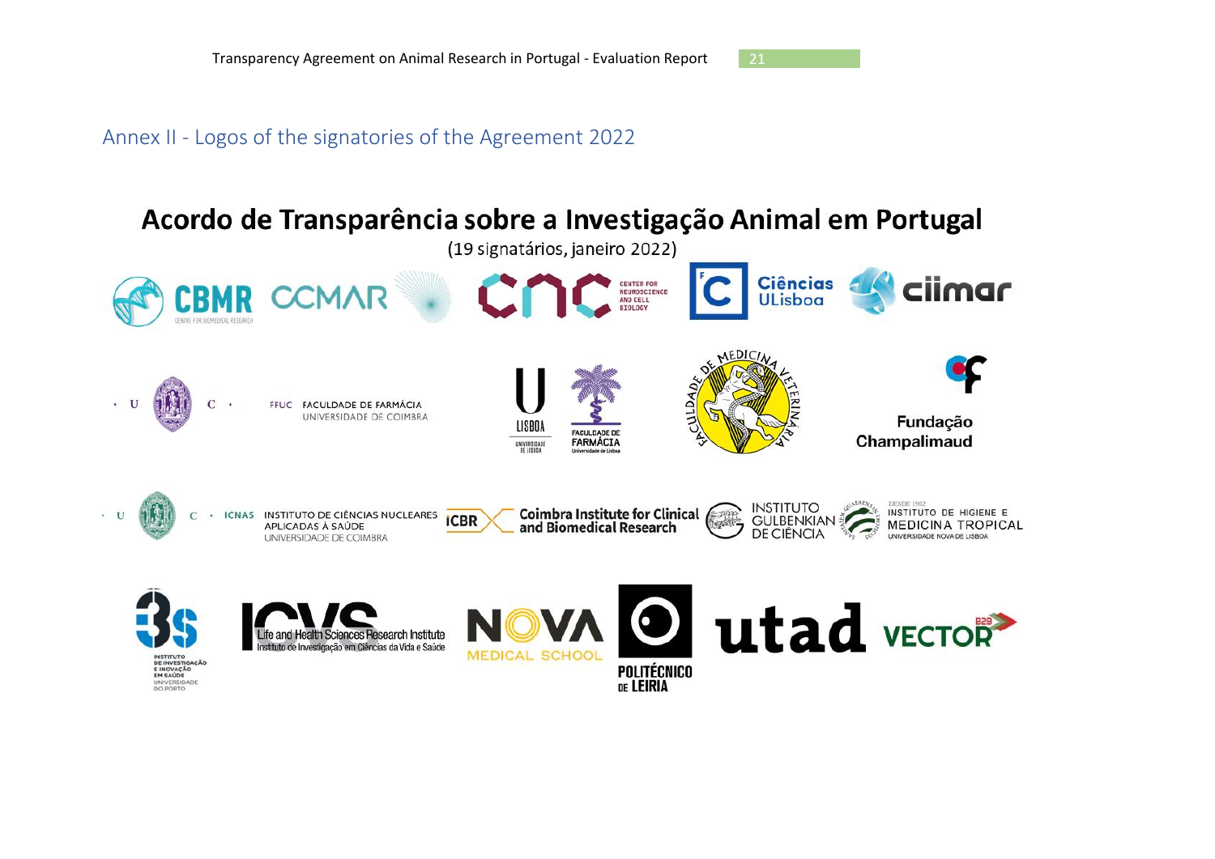## Annex II - Logos of the signatories of the Agreement 2022

**Acordo de Transparência sobre a Investigação Animal em Portugal**

(19 signatários, janeiro 2022)

CBMR CENTRE FOR BIOMEDICAL RESEARCH

CCMAR

CNC CENTER FOR NEUROSCIENCE AND CELL BIOLOGY

Ciências ULisboa

ciimar

UC FFUC FACULDADE DE FARMÁCIA UNIVERSIDADE DE COIMBRA

U LISBOA UNIVERSIDADE DE LISBOA FACULDADE DE FARMÁCIA Universidade de Lisboa

FACULDADE DE MEDICINA VETERINÁRIA

Fundação Champalimaud

UC ICNAS INSTITUTO DE CIÊNCIAS NUCLEARES APLICADAS À SAÚDE UNIVERSIDADE DE COIMBRA

iCBR Coimbra Institute for Clinical and Biomedical Research

INSTITUTO GULBENKIAN DE CIÊNCIA

DESDE 1902 INSTITUTO DE HIGIENE E MEDICINA TROPICAL UNIVERSIDADE NOVA DE LISBOA

i3S INSTITUTO DE INVESTIGAÇÃO E INOVAÇÃO EM SAÚDE UNIVERSIDADE DO PORTO

ICVS Life and Health Sciences Research Institute Instituto de Investigação em Ciências da Vida e Saúde

NOVA MEDICAL SCHOOL

POLITÉCNICO DE LEIRIA

utad

VECTOR B2B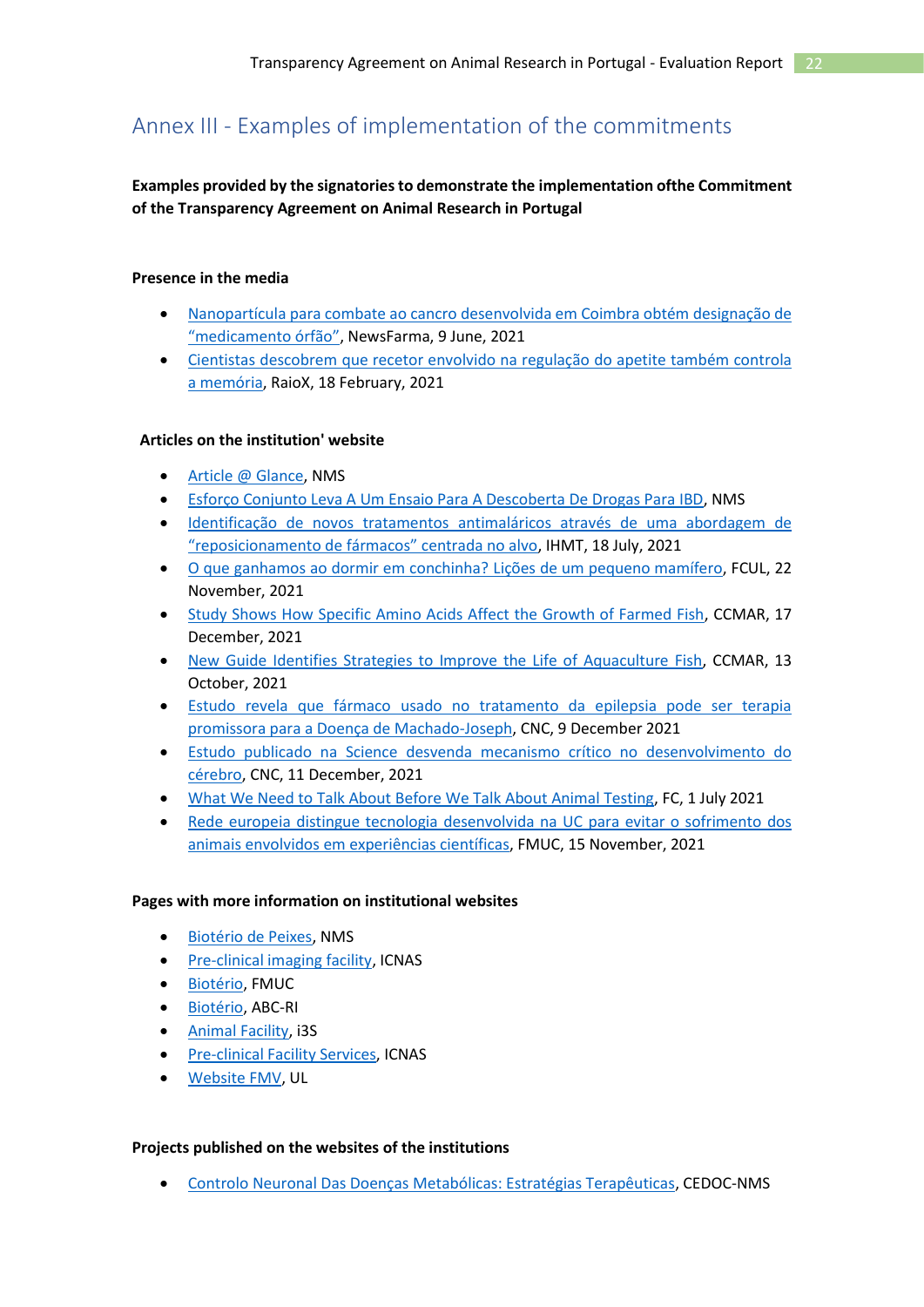## Annex III - Examples of implementation of the commitments

**Examples provided by the signatories to demonstrate the implementation ofthe Commitment of the Transparency Agreement on Animal Research in Portugal**

**Presence in the media**

- Nanopartícula para combate ao cancro desenvolvida em Coimbra obtém designação de "medicamento órfão", NewsFarma, 9 June, 2021
- Cientistas descobrem que recetor envolvido na regulação do apetite também controla a memória, RaioX, 18 February, 2021

**Articles on the institution' website**

- Article @ Glance, NMS
- Esforço Conjunto Leva A Um Ensaio Para A Descoberta De Drogas Para IBD, NMS
- Identificação de novos tratamentos antimaláricos através de uma abordagem de "reposicionamento de fármacos" centrada no alvo, IHMT, 18 July, 2021
- O que ganhamos ao dormir em conchinha? Lições de um pequeno mamífero, FCUL, 22 November, 2021
- Study Shows How Specific Amino Acids Affect the Growth of Farmed Fish, CCMAR, 17 December, 2021
- New Guide Identifies Strategies to Improve the Life of Aquaculture Fish, CCMAR, 13 October, 2021
- Estudo revela que fármaco usado no tratamento da epilepsia pode ser terapia promissora para a Doença de Machado-Joseph, CNC, 9 December 2021
- Estudo publicado na Science desvenda mecanismo crítico no desenvolvimento do cérebro, CNC, 11 December, 2021
- What We Need to Talk About Before We Talk About Animal Testing, FC, 1 July 2021
- Rede europeia distingue tecnologia desenvolvida na UC para evitar o sofrimento dos animais envolvidos em experiências científicas, FMUC, 15 November, 2021

**Pages with more information on institutional websites**

- Biotério de Peixes, NMS
- Pre-clinical imaging facility, ICNAS
- Biotério, FMUC
- Biotério, ABC-RI
- Animal Facility, i3S
- Pre-clinical Facility Services, ICNAS
- Website FMV, UL

**Projects published on the websites of the institutions**

- Controlo Neuronal Das Doenças Metabólicas: Estratégias Terapêuticas, CEDOC-NMS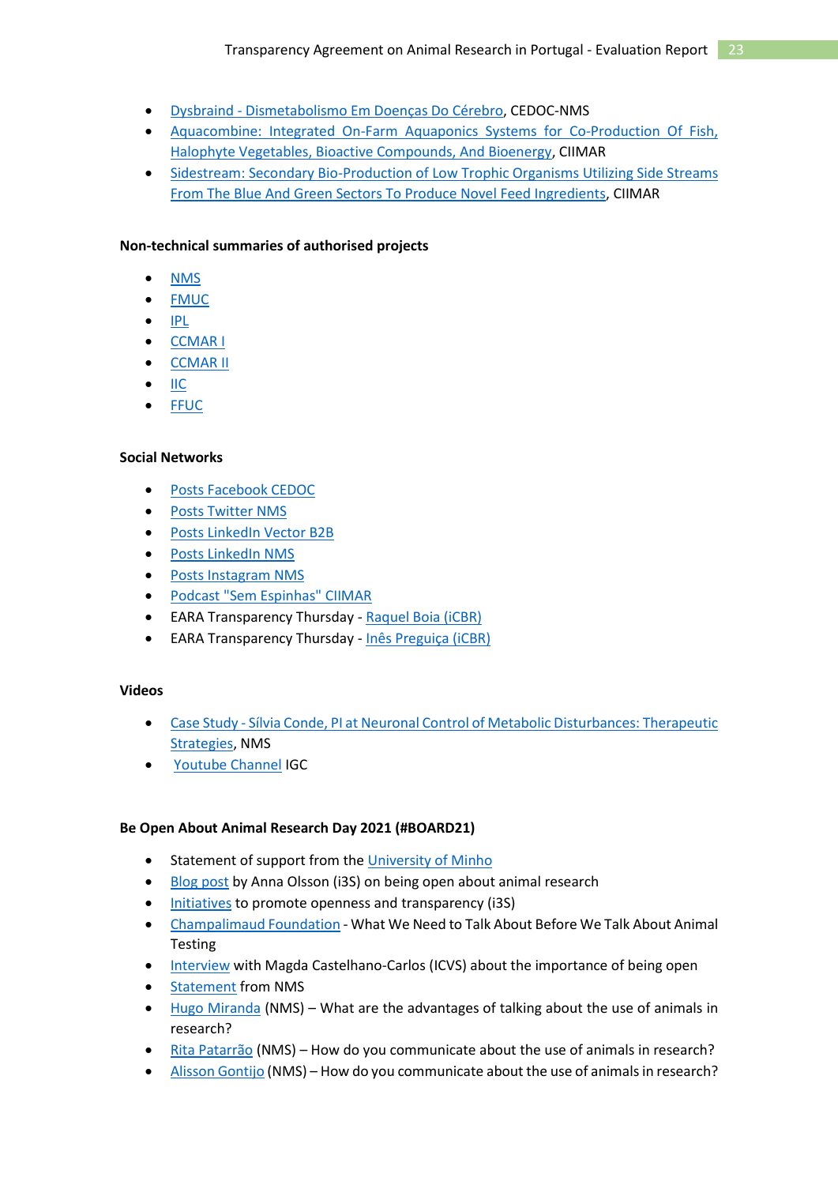- Dysbraind - Dismetabolismo Em Doenças Do Cérebro, CEDOC-NMS
- Aquacombine: Integrated On-Farm Aquaponics Systems for Co-Production Of Fish, Halophyte Vegetables, Bioactive Compounds, And Bioenergy, CIIMAR
- Sidestream: Secondary Bio-Production of Low Trophic Organisms Utilizing Side Streams From The Blue And Green Sectors To Produce Novel Feed Ingredients, CIIMAR

**Non-technical summaries of authorised projects**

- NMS
- FMUC
- IPL
- CCMAR I
- CCMAR II
- IIC
- FFUC

**Social Networks**

- Posts Facebook CEDOC
- Posts Twitter NMS
- Posts LinkedIn Vector B2B
- Posts LinkedIn NMS
- Posts Instagram NMS
- Podcast "Sem Espinhas" CIIMAR
- EARA Transparency Thursday - Raquel Boia (iCBR)
- EARA Transparency Thursday - Inês Preguiça (iCBR)

**Videos**

- Case Study - Sílvia Conde, PI at Neuronal Control of Metabolic Disturbances: Therapeutic Strategies, NMS
- Youtube Channel IGC

**Be Open About Animal Research Day 2021 (#BOARD21)**

- Statement of support from the University of Minho
- Blog post by Anna Olsson (i3S) on being open about animal research
- Initiatives to promote openness and transparency (i3S)
- Champalimaud Foundation - What We Need to Talk About Before We Talk About Animal Testing
- Interview with Magda Castelhano-Carlos (ICVS) about the importance of being open
- Statement from NMS
- Hugo Miranda (NMS) – What are the advantages of talking about the use of animals in research?
- Rita Patarrão (NMS) – How do you communicate about the use of animals in research?
- Alisson Gontijo (NMS) – How do you communicate about the use of animals in research?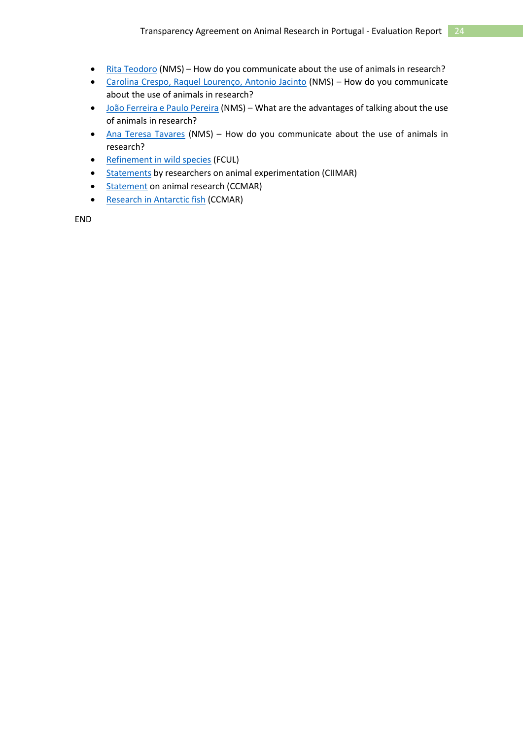- Rita Teodoro (NMS) – How do you communicate about the use of animals in research?
- Carolina Crespo, Raquel Lourenço, Antonio Jacinto (NMS) – How do you communicate about the use of animals in research?
- João Ferreira e Paulo Pereira (NMS) – What are the advantages of talking about the use of animals in research?
- Ana Teresa Tavares (NMS) – How do you communicate about the use of animals in research?
- Refinement in wild species (FCUL)
- Statements by researchers on animal experimentation (CIIMAR)
- Statement on animal research (CCMAR)
- Research in Antarctic fish (CCMAR)

END